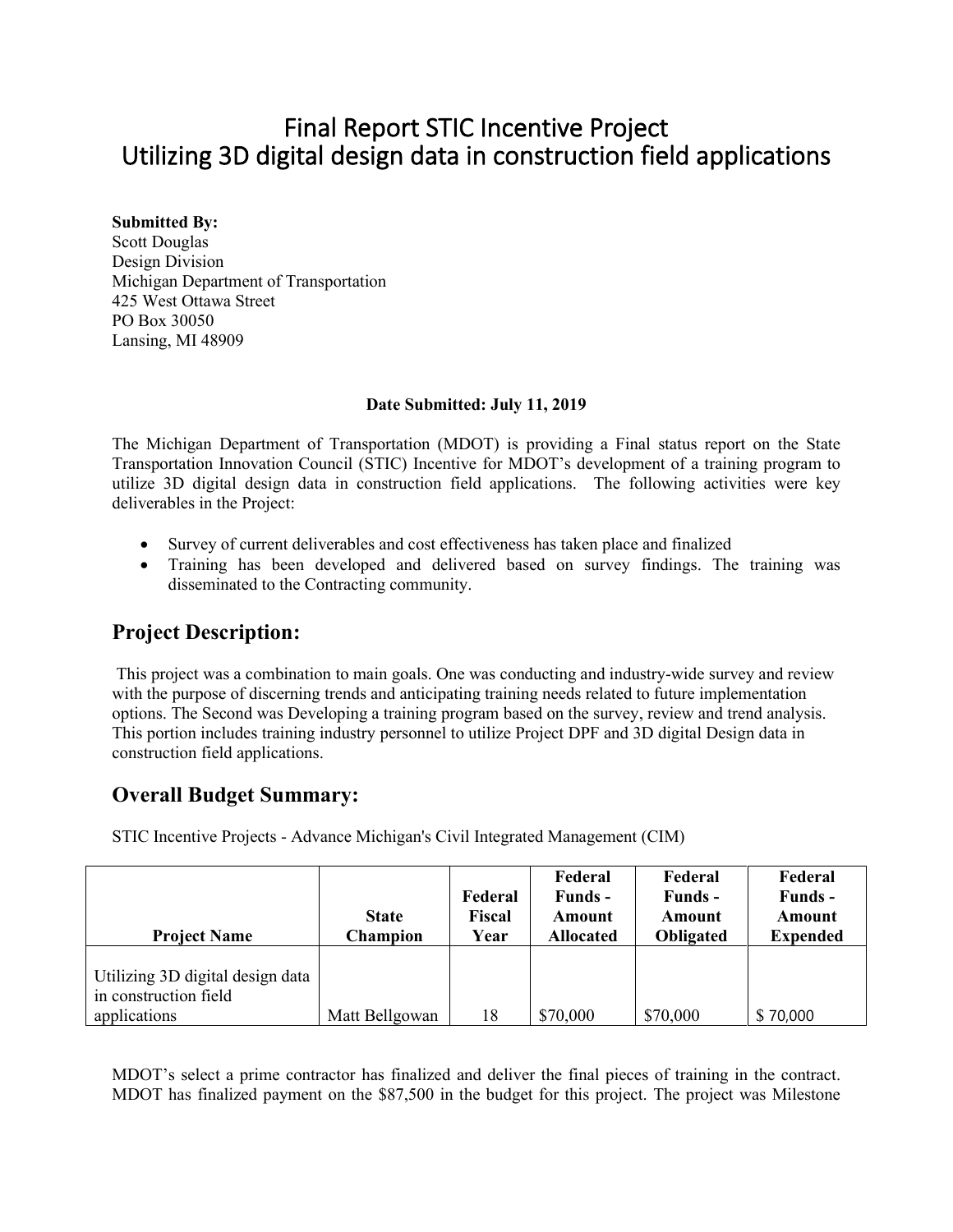# Final Report STIC Incentive Project
# Utilizing 3D digital design data in construction field applications

**Submitted By:**
Scott Douglas
Design Division
Michigan Department of Transportation
425 West Ottawa Street
PO Box 30050
Lansing, MI 48909

**Date Submitted: July 11, 2019**

The Michigan Department of Transportation (MDOT) is providing a Final status report on the State Transportation Innovation Council (STIC) Incentive for MDOT's development of a training program to utilize 3D digital design data in construction field applications. The following activities were key deliverables in the Project:

- Survey of current deliverables and cost effectiveness has taken place and finalized
- Training has been developed and delivered based on survey findings. The training was disseminated to the Contracting community.

## Project Description:

This project was a combination to main goals. One was conducting and industry-wide survey and review with the purpose of discerning trends and anticipating training needs related to future implementation options. The Second was Developing a training program based on the survey, review and trend analysis. This portion includes training industry personnel to utilize Project DPF and 3D digital Design data in construction field applications.

## Overall Budget Summary:

STIC Incentive Projects - Advance Michigan's Civil Integrated Management (CIM)

| Project Name | State Champion | Federal Fiscal Year | Federal Funds - Amount Allocated | Federal Funds - Amount Obligated | Federal Funds - Amount Expended |
|---|---|---|---|---|---|
| Utilizing 3D digital design data in construction field applications | Matt Bellgowan | 18 | $70,000 | $70,000 | $ 70,000 |

MDOT's select a prime contractor has finalized and deliver the final pieces of training in the contract. MDOT has finalized payment on the $87,500 in the budget for this project. The project was Milestone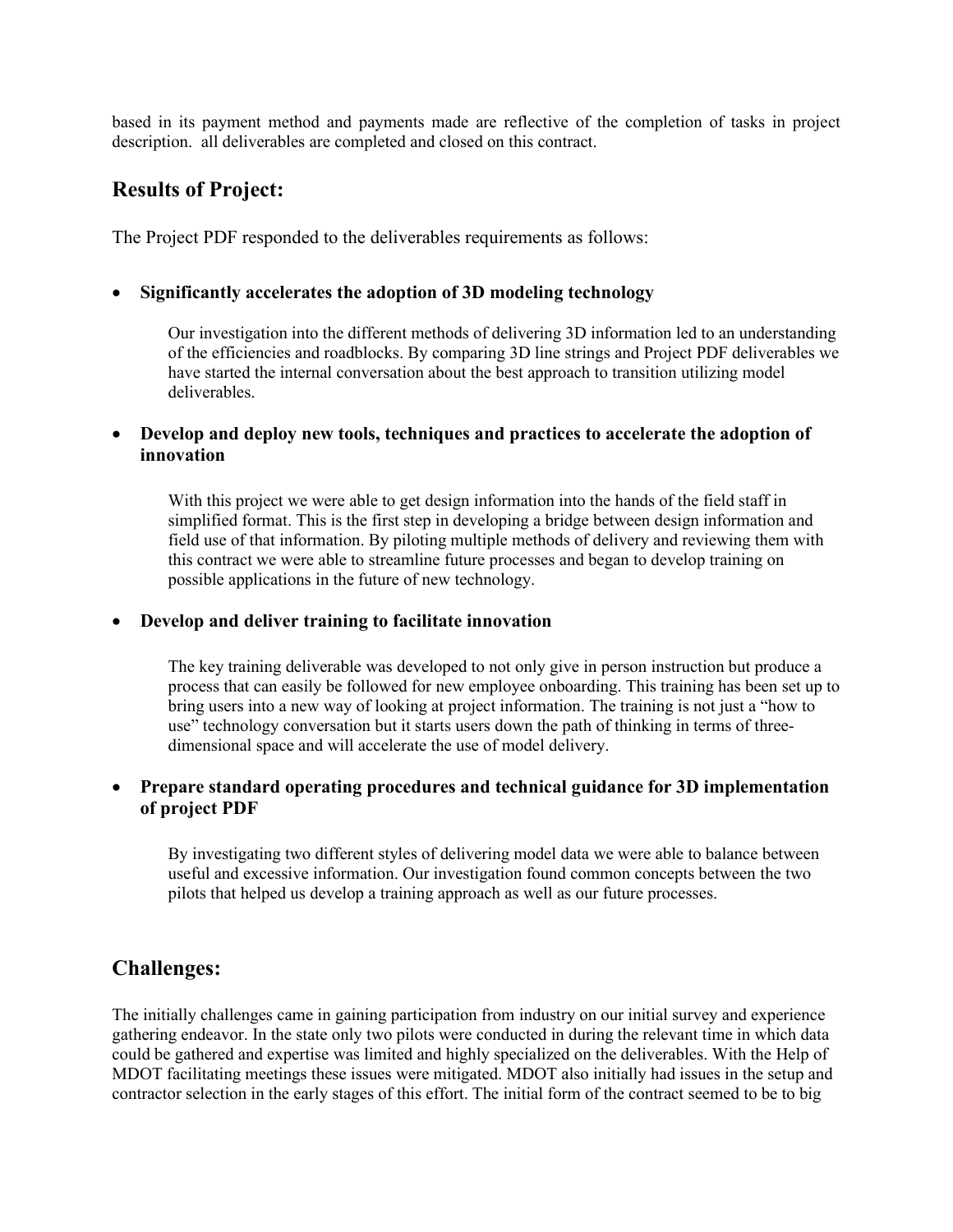based in its payment method and payments made are reflective of the completion of tasks in project description. all deliverables are completed and closed on this contract.

## Results of Project:

The Project PDF responded to the deliverables requirements as follows:

- **Significantly accelerates the adoption of 3D modeling technology**

  Our investigation into the different methods of delivering 3D information led to an understanding of the efficiencies and roadblocks. By comparing 3D line strings and Project PDF deliverables we have started the internal conversation about the best approach to transition utilizing model deliverables.

- **Develop and deploy new tools, techniques and practices to accelerate the adoption of innovation**

  With this project we were able to get design information into the hands of the field staff in simplified format. This is the first step in developing a bridge between design information and field use of that information. By piloting multiple methods of delivery and reviewing them with this contract we were able to streamline future processes and began to develop training on possible applications in the future of new technology.

- **Develop and deliver training to facilitate innovation**

  The key training deliverable was developed to not only give in person instruction but produce a process that can easily be followed for new employee onboarding. This training has been set up to bring users into a new way of looking at project information. The training is not just a "how to use" technology conversation but it starts users down the path of thinking in terms of three-dimensional space and will accelerate the use of model delivery.

- **Prepare standard operating procedures and technical guidance for 3D implementation of project PDF**

  By investigating two different styles of delivering model data we were able to balance between useful and excessive information. Our investigation found common concepts between the two pilots that helped us develop a training approach as well as our future processes.

## Challenges:

The initially challenges came in gaining participation from industry on our initial survey and experience gathering endeavor. In the state only two pilots were conducted in during the relevant time in which data could be gathered and expertise was limited and highly specialized on the deliverables. With the Help of MDOT facilitating meetings these issues were mitigated. MDOT also initially had issues in the setup and contractor selection in the early stages of this effort. The initial form of the contract seemed to be to big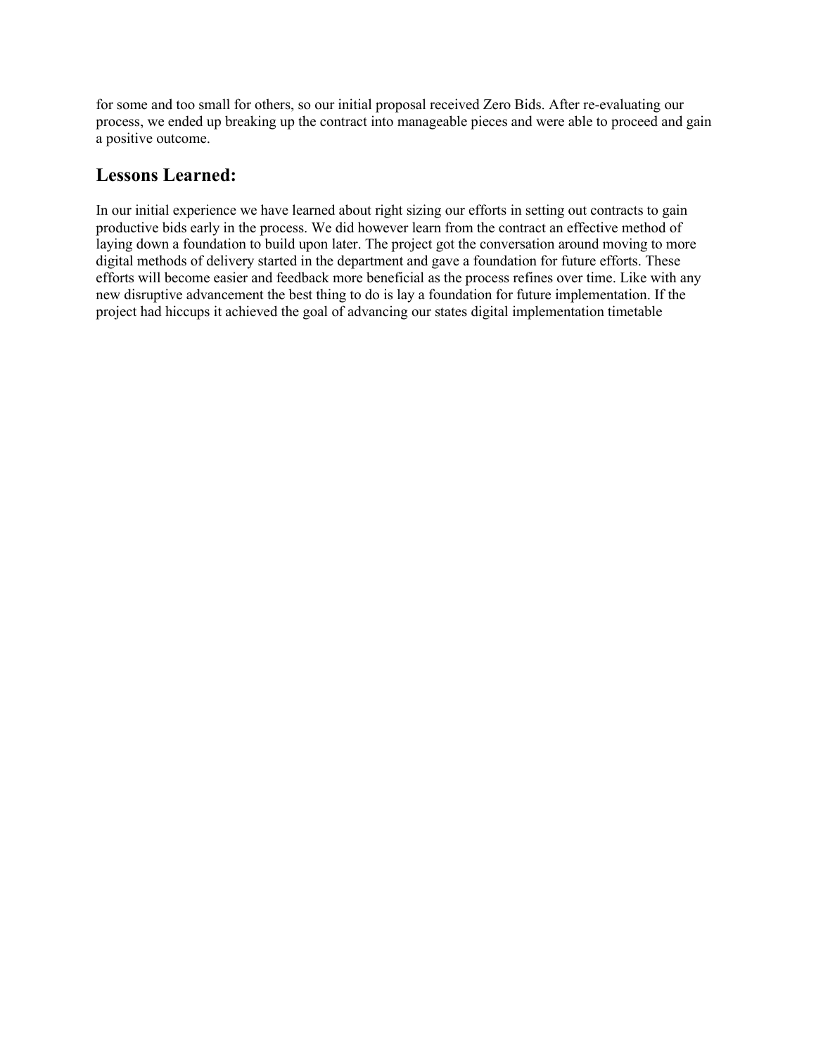for some and too small for others, so our initial proposal received Zero Bids. After re-evaluating our process, we ended up breaking up the contract into manageable pieces and were able to proceed and gain a positive outcome.

## Lessons Learned:

In our initial experience we have learned about right sizing our efforts in setting out contracts to gain productive bids early in the process. We did however learn from the contract an effective method of laying down a foundation to build upon later. The project got the conversation around moving to more digital methods of delivery started in the department and gave a foundation for future efforts. These efforts will become easier and feedback more beneficial as the process refines over time. Like with any new disruptive advancement the best thing to do is lay a foundation for future implementation. If the project had hiccups it achieved the goal of advancing our states digital implementation timetable